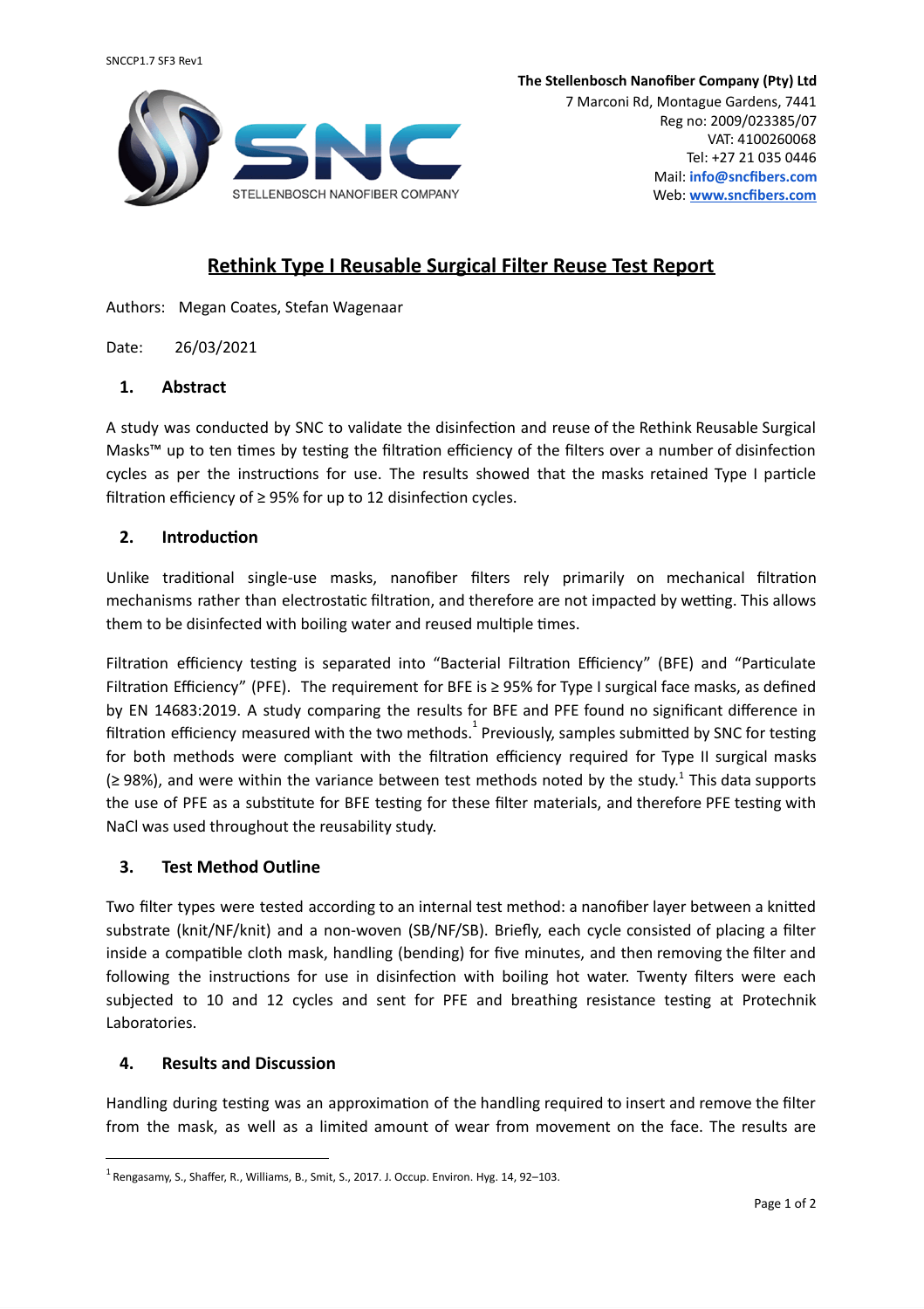SNCCP1.7 SF3 Rev1

**The Stellenbosch Nanofiber Company (Pty) Ltd**
7 Marconi Rd, Montague Gardens, 7441
Reg no: 2009/023385/07
VAT: 4100260068
Tel: +27 21 035 0446
Mail: **info@sncfibers.com**
Web: **www.sncfibers.com**

# Rethink Type I Reusable Surgical Filter Reuse Test Report

Authors: Megan Coates, Stefan Wagenaar

Date: 26/03/2021

## 1. Abstract

A study was conducted by SNC to validate the disinfection and reuse of the Rethink Reusable Surgical Masks™ up to ten times by testing the filtration efficiency of the filters over a number of disinfection cycles as per the instructions for use. The results showed that the masks retained Type I particle filtration efficiency of ≥ 95% for up to 12 disinfection cycles.

## 2. Introduction

Unlike traditional single-use masks, nanofiber filters rely primarily on mechanical filtration mechanisms rather than electrostatic filtration, and therefore are not impacted by wetting. This allows them to be disinfected with boiling water and reused multiple times.

Filtration efficiency testing is separated into "Bacterial Filtration Efficiency" (BFE) and "Particulate Filtration Efficiency" (PFE). The requirement for BFE is ≥ 95% for Type I surgical face masks, as defined by EN 14683:2019. A study comparing the results for BFE and PFE found no significant difference in filtration efficiency measured with the two methods.[1] Previously, samples submitted by SNC for testing for both methods were compliant with the filtration efficiency required for Type II surgical masks (≥ 98%), and were within the variance between test methods noted by the study.[1] This data supports the use of PFE as a substitute for BFE testing for these filter materials, and therefore PFE testing with NaCl was used throughout the reusability study.

## 3. Test Method Outline

Two filter types were tested according to an internal test method: a nanofiber layer between a knitted substrate (knit/NF/knit) and a non-woven (SB/NF/SB). Briefly, each cycle consisted of placing a filter inside a compatible cloth mask, handling (bending) for five minutes, and then removing the filter and following the instructions for use in disinfection with boiling hot water. Twenty filters were each subjected to 10 and 12 cycles and sent for PFE and breathing resistance testing at Protechnik Laboratories.

## 4. Results and Discussion

Handling during testing was an approximation of the handling required to insert and remove the filter from the mask, as well as a limited amount of wear from movement on the face. The results are

[1] Rengasamy, S., Shaffer, R., Williams, B., Smit, S., 2017. J. Occup. Environ. Hyg. 14, 92–103.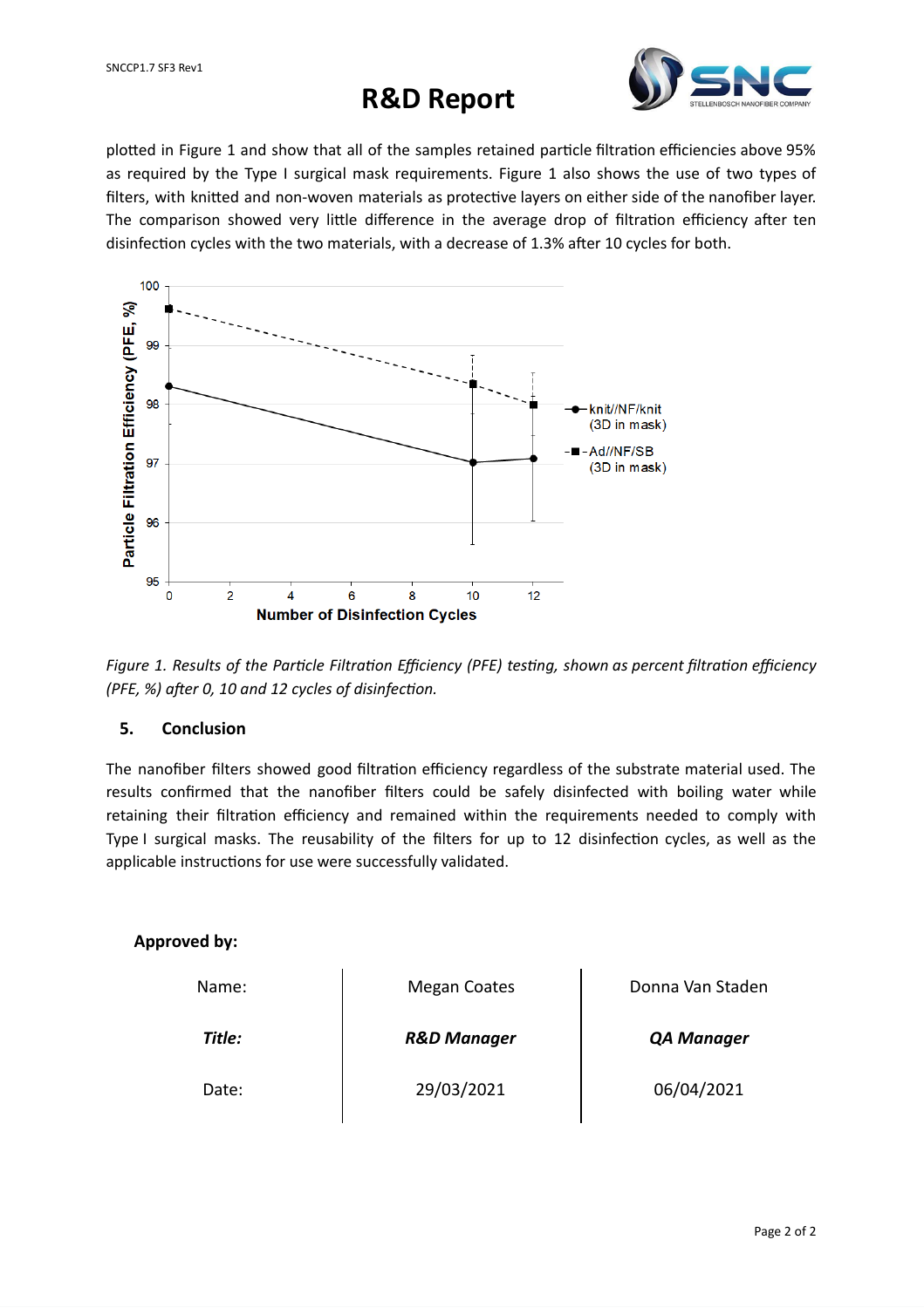plotted in Figure 1 and show that all of the samples retained particle filtration efficiencies above 95% as required by the Type I surgical mask requirements. Figure 1 also shows the use of two types of filters, with knitted and non-woven materials as protective layers on either side of the nanofiber layer. The comparison showed very little difference in the average drop of filtration efficiency after ten disinfection cycles with the two materials, with a decrease of 1.3% after 10 cycles for both.

Particle Filtration Efficiency (PFE, %)

100
99
98
97
96
95

0
2
4
6
8
10
12

Number of Disinfection Cycles

knit//NF/knit (3D in mask)

Ad//NF/SB (3D in mask)

*Figure 1. Results of the Particle Filtration Efficiency (PFE) testing, shown as percent filtration efficiency (PFE, %) after 0, 10 and 12 cycles of disinfection.*

## 5. Conclusion

The nanofiber filters showed good filtration efficiency regardless of the substrate material used. The results confirmed that the nanofiber filters could be safely disinfected with boiling water while retaining their filtration efficiency and remained within the requirements needed to comply with Type I surgical masks. The reusability of the filters for up to 12 disinfection cycles, as well as the applicable instructions for use were successfully validated.

**Approved by:**

| | | |
|---|---|---|
| Name: | Megan Coates | Donna Van Staden |
| ***Title:*** | ***R&D Manager*** | ***QA Manager*** |
| Date: | 29/03/2021 | 06/04/2021 |